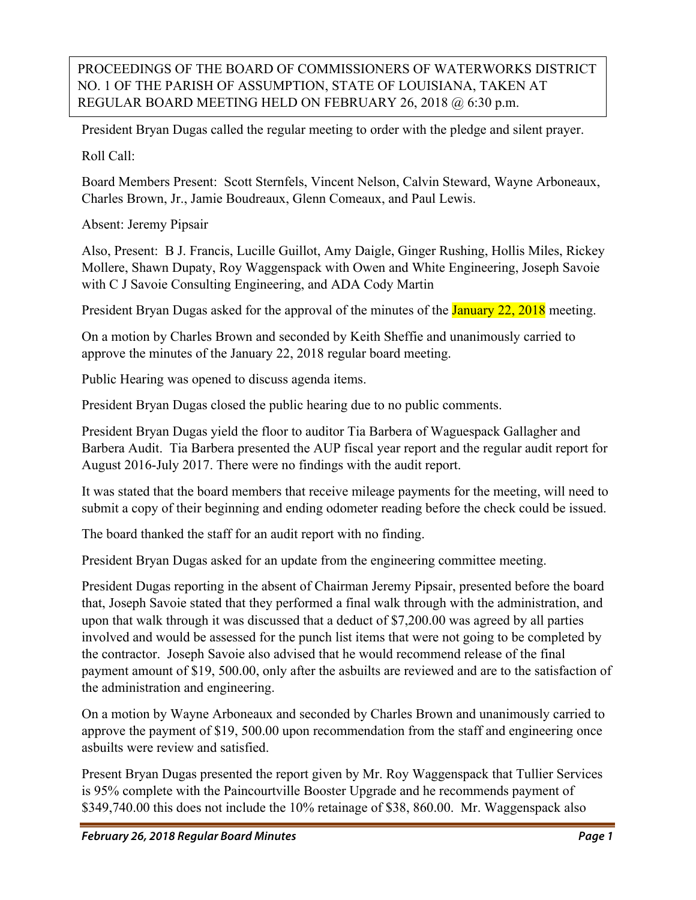**PROCEEDINGS OF THE BOARD OF COMMISSIONERS OF WATERWORKS DISTRICT NO. 1 OF THE PARISH OF ASSUMPTION, STATE OF LOUISIANA, TAKEN AT REGULAR BOARD MEETING HELD ON FEBRUARY 26, 2018 @ 6:30 p.m.**

President Bryan Dugas called the regular meeting to order with the pledge and silent prayer.

Roll Call:

Board Members Present: Scott Sternfels, Vincent Nelson, Calvin Steward, Wayne Arboneaux, Charles Brown, Jr., Jamie Boudreaux, Glenn Comeaux, and Paul Lewis.

Absent: Jeremy Pipsair

Also, Present: B J. Francis, Lucille Guillot, Amy Daigle, Ginger Rushing, Hollis Miles, Rickey Mollere, Shawn Dupaty, Roy Waggenspack with Owen and White Engineering, Joseph Savoie with C J Savoie Consulting Engineering, and ADA Cody Martin

President Bryan Dugas asked for the approval of the minutes of the January 22, 2018 meeting.

On a motion by Charles Brown and seconded by Keith Sheffie and unanimously carried to approve the minutes of the January 22, 2018 regular board meeting.

Public Hearing was opened to discuss agenda items.

President Bryan Dugas closed the public hearing due to no public comments.

President Bryan Dugas yield the floor to auditor Tia Barbera of Waguespack Gallagher and Barbera Audit. Tia Barbera presented the AUP fiscal year report and the regular audit report for August 2016-July 2017. There were no findings with the audit report.

It was stated that the board members that receive mileage payments for the meeting, will need to submit a copy of their beginning and ending odometer reading before the check could be issued.

The board thanked the staff for an audit report with no finding.

President Bryan Dugas asked for an update from the engineering committee meeting.

President Dugas reporting in the absent of Chairman Jeremy Pipsair, presented before the board that, Joseph Savoie stated that they performed a final walk through with the administration, and upon that walk through it was discussed that a deduct of $7,200.00 was agreed by all parties involved and would be assessed for the punch list items that were not going to be completed by the contractor. Joseph Savoie also advised that he would recommend release of the final payment amount of $19, 500.00, only after the asbuilts are reviewed and are to the satisfaction of the administration and engineering.

On a motion by Wayne Arboneaux and seconded by Charles Brown and unanimously carried to approve the payment of $19, 500.00 upon recommendation from the staff and engineering once asbuilts were review and satisfied.

Present Bryan Dugas presented the report given by Mr. Roy Waggenspack that Tullier Services is 95% complete with the Paincourtville Booster Upgrade and he recommends payment of $349,740.00 this does not include the 10% retainage of $38, 860.00. Mr. Waggenspack also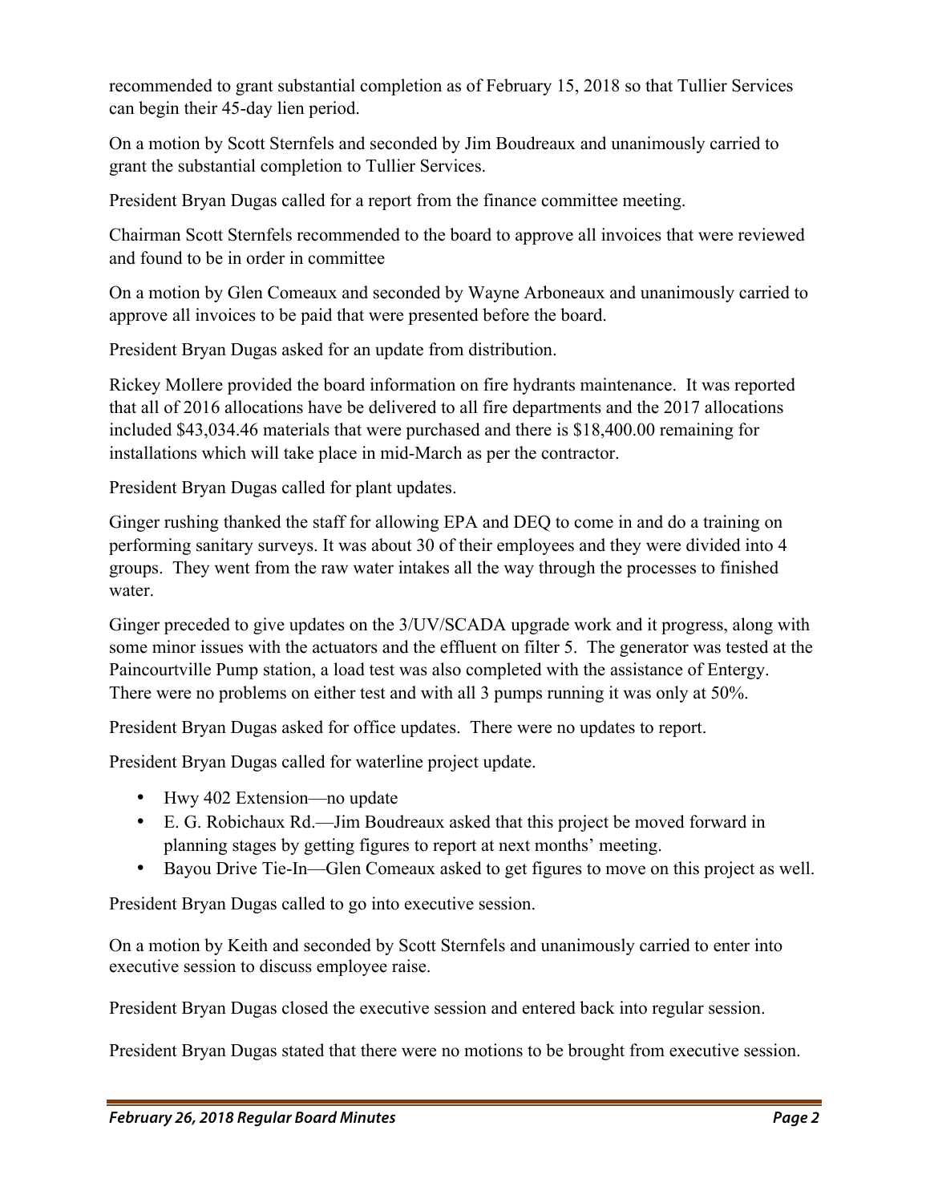recommended to grant substantial completion as of February 15, 2018 so that Tullier Services can begin their 45-day lien period.

On a motion by Scott Sternfels and seconded by Jim Boudreaux and unanimously carried to grant the substantial completion to Tullier Services.

President Bryan Dugas called for a report from the finance committee meeting.

Chairman Scott Sternfels recommended to the board to approve all invoices that were reviewed and found to be in order in committee

On a motion by Glen Comeaux and seconded by Wayne Arboneaux and unanimously carried to approve all invoices to be paid that were presented before the board.

President Bryan Dugas asked for an update from distribution.

Rickey Mollere provided the board information on fire hydrants maintenance. It was reported that all of 2016 allocations have be delivered to all fire departments and the 2017 allocations included $43,034.46 materials that were purchased and there is $18,400.00 remaining for installations which will take place in mid-March as per the contractor.

President Bryan Dugas called for plant updates.

Ginger rushing thanked the staff for allowing EPA and DEQ to come in and do a training on performing sanitary surveys. It was about 30 of their employees and they were divided into 4 groups. They went from the raw water intakes all the way through the processes to finished water.

Ginger preceded to give updates on the 3/UV/SCADA upgrade work and it progress, along with some minor issues with the actuators and the effluent on filter 5. The generator was tested at the Paincourtville Pump station, a load test was also completed with the assistance of Entergy. There were no problems on either test and with all 3 pumps running it was only at 50%.

President Bryan Dugas asked for office updates. There were no updates to report.

President Bryan Dugas called for waterline project update.

- Hwy 402 Extension—no update
- E. G. Robichaux Rd.—Jim Boudreaux asked that this project be moved forward in planning stages by getting figures to report at next months' meeting.
- Bayou Drive Tie-In—Glen Comeaux asked to get figures to move on this project as well.

President Bryan Dugas called to go into executive session.

On a motion by Keith and seconded by Scott Sternfels and unanimously carried to enter into executive session to discuss employee raise.

President Bryan Dugas closed the executive session and entered back into regular session.

President Bryan Dugas stated that there were no motions to be brought from executive session.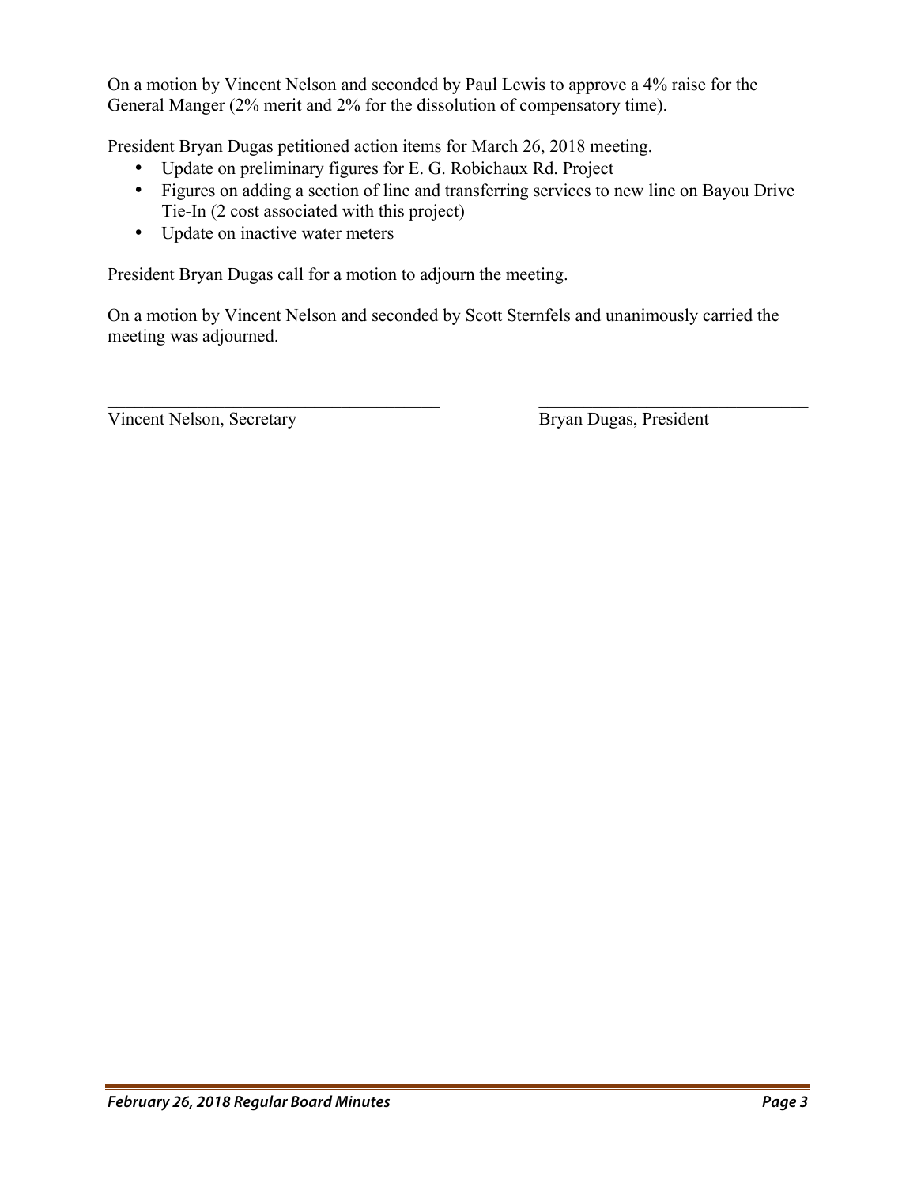On a motion by Vincent Nelson and seconded by Paul Lewis to approve a 4% raise for the General Manger (2% merit and 2% for the dissolution of compensatory time).

President Bryan Dugas petitioned action items for March 26, 2018 meeting.

- Update on preliminary figures for E. G. Robichaux Rd. Project
- Figures on adding a section of line and transferring services to new line on Bayou Drive Tie-In (2 cost associated with this project)
- Update on inactive water meters

President Bryan Dugas call for a motion to adjourn the meeting.

On a motion by Vincent Nelson and seconded by Scott Sternfels and unanimously carried the meeting was adjourned.

\_\_\_\_\_\_\_\_\_\_\_\_\_\_\_\_\_\_\_\_\_\_\_\_\_\_\_\_\_\_\_\_\_\_\_\_\_\_
Vincent Nelson, Secretary

\_\_\_\_\_\_\_\_\_\_\_\_\_\_\_\_\_\_\_\_\_\_\_\_\_\_\_\_\_\_\_\_\_\_\_\_\_\_
Bryan Dugas, President